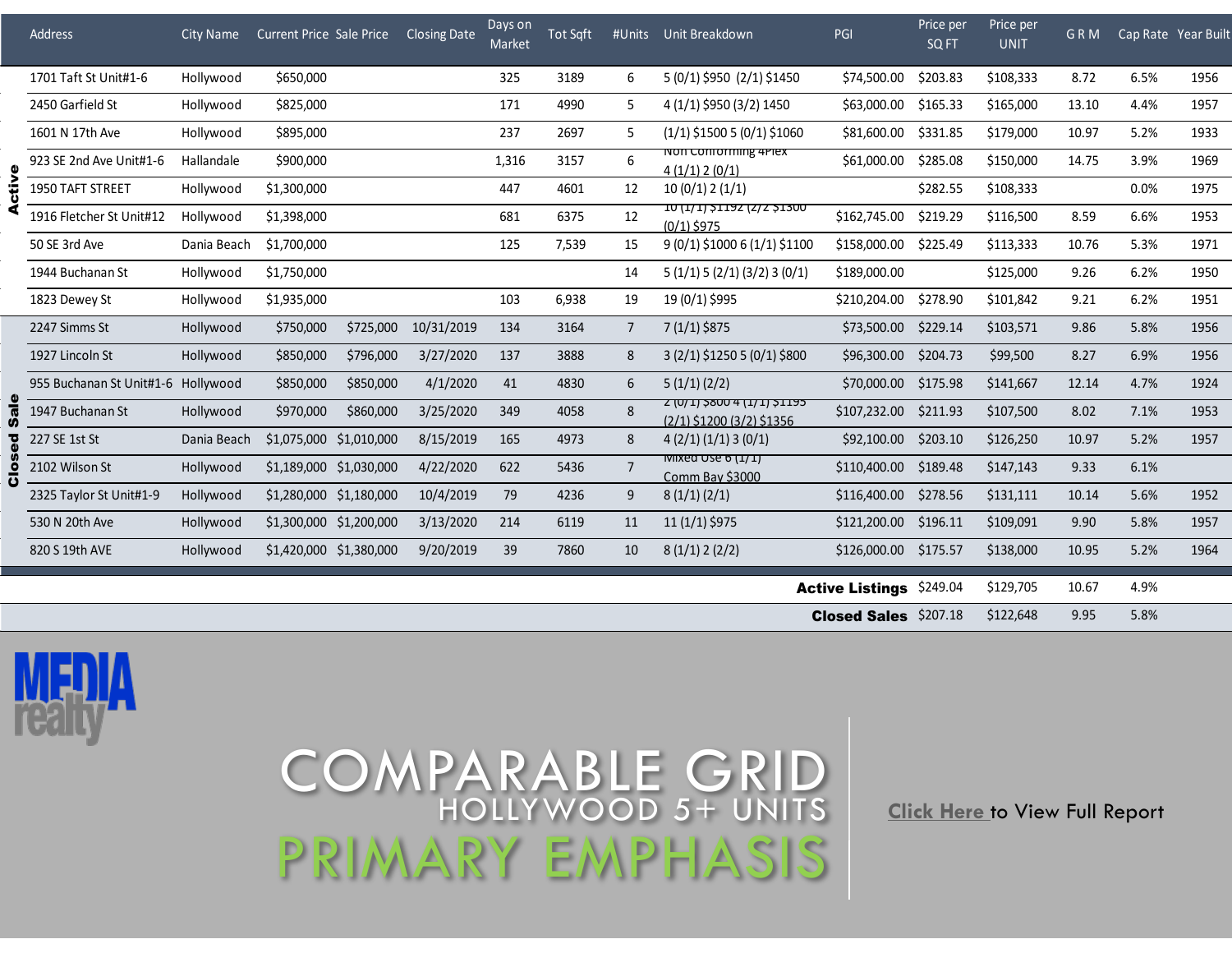| | Address | City Name | Current Price | Sale Price | Closing Date | Days on Market | Tot Sqft | #Units | Unit Breakdown | PGI | Price per SQ FT | Price per UNIT | G R M | Cap Rate | Year Built |
|---|---|---|---|---|---|---|---|---|---|---|---|---|---|---|---|
| Active | 1701 Taft St Unit#1-6 | Hollywood | $650,000 | | | 325 | 3189 | 6 | 5 (0/1) $950 (2/1) $1450 | $74,500.00 | $203.83 | $108,333 | 8.72 | 6.5% | 1956 |
| | 2450 Garfield St | Hollywood | $825,000 | | | 171 | 4990 | 5 | 4 (1/1) $950 (3/2) 1450 | $63,000.00 | $165.33 | $165,000 | 13.10 | 4.4% | 1957 |
| | 1601 N 17th Ave | Hollywood | $895,000 | | | 237 | 2697 | 5 | (1/1) $1500 5 (0/1) $1060 | $81,600.00 | $331.85 | $179,000 | 10.97 | 5.2% | 1933 |
| | 923 SE 2nd Ave Unit#1-6 | Hallandale | $900,000 | | | 1,316 | 3157 | 6 | Non Conforming 4Plex 4 (1/1) 2 (0/1) | $61,000.00 | $285.08 | $150,000 | 14.75 | 3.9% | 1969 |
| | 1950 TAFT STREET | Hollywood | $1,300,000 | | | 447 | 4601 | 12 | 10 (0/1) 2 (1/1) | | $282.55 | $108,333 | | 0.0% | 1975 |
| | 1916 Fletcher St Unit#12 | Hollywood | $1,398,000 | | | 681 | 6375 | 12 | 10 (1/1) $1192 (2/2 $1300 (0/1) $975 | $162,745.00 | $219.29 | $116,500 | 8.59 | 6.6% | 1953 |
| | 50 SE 3rd Ave | Dania Beach | $1,700,000 | | | 125 | 7,539 | 15 | 9 (0/1) $1000 6 (1/1) $1100 | $158,000.00 | $225.49 | $113,333 | 10.76 | 5.3% | 1971 |
| | 1944 Buchanan St | Hollywood | $1,750,000 | | | | | 14 | 5 (1/1) 5 (2/1) (3/2) 3 (0/1) | $189,000.00 | | $125,000 | 9.26 | 6.2% | 1950 |
| | 1823 Dewey St | Hollywood | $1,935,000 | | | 103 | 6,938 | 19 | 19 (0/1) $995 | $210,204.00 | $278.90 | $101,842 | 9.21 | 6.2% | 1951 |
| Closed Sale | 2247 Simms St | Hollywood | $750,000 | $725,000 | 10/31/2019 | 134 | 3164 | 7 | 7 (1/1) $875 | $73,500.00 | $229.14 | $103,571 | 9.86 | 5.8% | 1956 |
| | 1927 Lincoln St | Hollywood | $850,000 | $796,000 | 3/27/2020 | 137 | 3888 | 8 | 3 (2/1) $1250 5 (0/1) $800 | $96,300.00 | $204.73 | $99,500 | 8.27 | 6.9% | 1956 |
| | 955 Buchanan St Unit#1-6 | Hollywood | $850,000 | $850,000 | 4/1/2020 | 41 | 4830 | 6 | 5 (1/1) (2/2) | $70,000.00 | $175.98 | $141,667 | 12.14 | 4.7% | 1924 |
| | 1947 Buchanan St | Hollywood | $970,000 | $860,000 | 3/25/2020 | 349 | 4058 | 8 | 2 (0/1) $800 4 (1/1) $1195 (2/1) $1200 (3/2) $1356 | $107,232.00 | $211.93 | $107,500 | 8.02 | 7.1% | 1953 |
| | 227 SE 1st St | Dania Beach | $1,075,000 | $1,010,000 | 8/15/2019 | 165 | 4973 | 8 | 4 (2/1) (1/1) 3 (0/1) | $92,100.00 | $203.10 | $126,250 | 10.97 | 5.2% | 1957 |
| | 2102 Wilson St | Hollywood | $1,189,000 | $1,030,000 | 4/22/2020 | 622 | 5436 | 7 | Mixed Use 6 (1/1) Comm Bay $3000 | $110,400.00 | $189.48 | $147,143 | 9.33 | 6.1% | |
| | 2325 Taylor St Unit#1-9 | Hollywood | $1,280,000 | $1,180,000 | 10/4/2019 | 79 | 4236 | 9 | 8 (1/1) (2/1) | $116,400.00 | $278.56 | $131,111 | 10.14 | 5.6% | 1952 |
| | 530 N 20th Ave | Hollywood | $1,300,000 | $1,200,000 | 3/13/2020 | 214 | 6119 | 11 | 11 (1/1) $975 | $121,200.00 | $196.11 | $109,091 | 9.90 | 5.8% | 1957 |
| | 820 S 19th AVE | Hollywood | $1,420,000 | $1,380,000 | 9/20/2019 | 39 | 7860 | 10 | 8 (1/1) 2 (2/2) | $126,000.00 | $175.57 | $138,000 | 10.95 | 5.2% | 1964 |

| | Price per SQ FT | Price per UNIT | G R M | Cap Rate |
|---|---|---|---|---|
| **Active Listings** | $249.04 | $129,705 | 10.67 | 4.9% |
| **Closed Sales** | $207.18 | $122,648 | 9.95 | 5.8% |

MEDIA realty

# COMPARABLE GRID
## HOLLYWOOD 5+ UNITS
## PRIMARY EMPHASIS

Click Here to View Full Report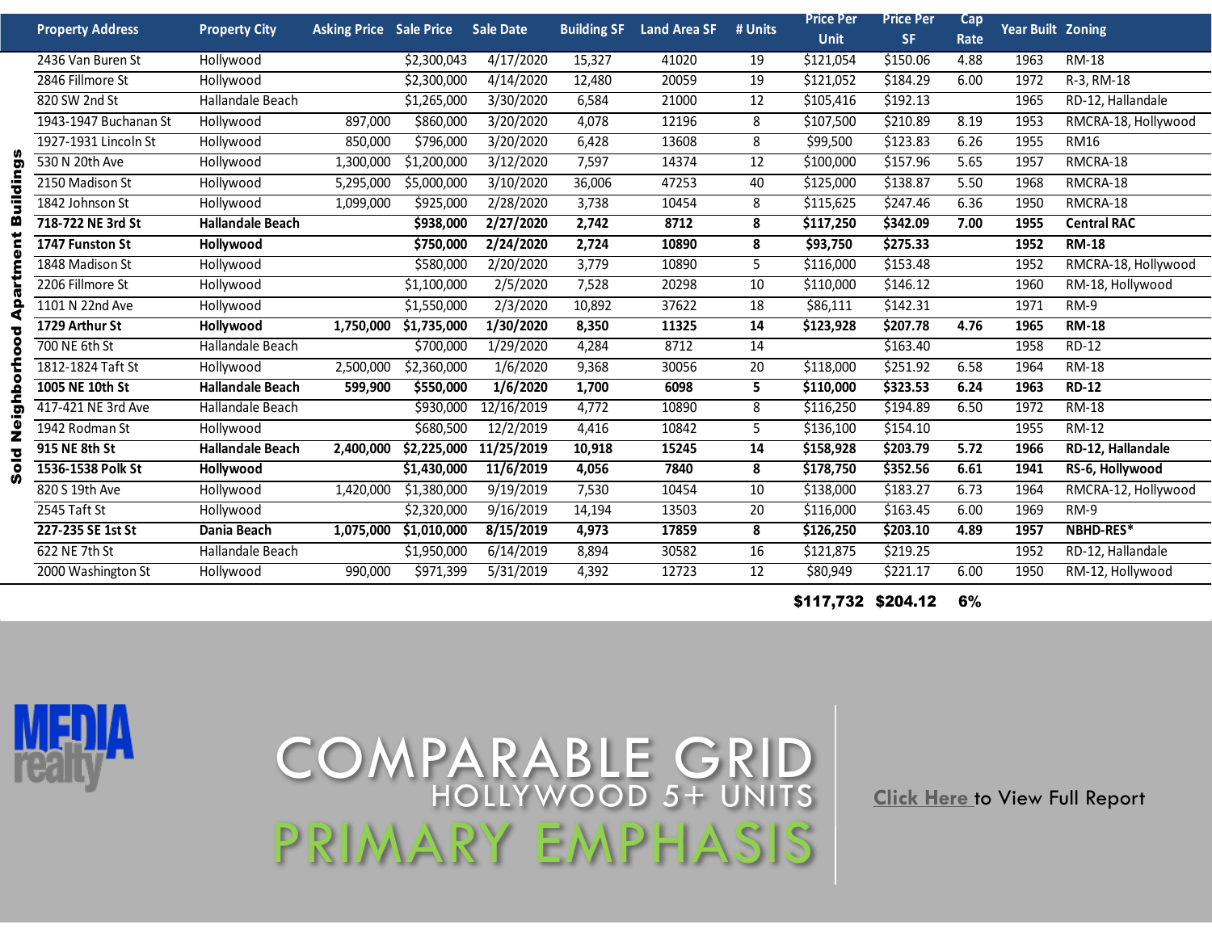**Sold Neighborhood Apartment Buildings**

| Property Address | Property City | Asking Price | Sale Price | Sale Date | Building SF | Land Area SF | # Units | Price Per Unit | Price Per SF | Cap Rate | Year Built | Zoning |
|---|---|---|---|---|---|---|---|---|---|---|---|---|
| 2436 Van Buren St | Hollywood | | $2,300,043 | 4/17/2020 | 15,327 | 41020 | 19 | $121,054 | $150.06 | 4.88 | 1963 | RM-18 |
| 2846 Fillmore St | Hollywood | | $2,300,000 | 4/14/2020 | 12,480 | 20059 | 19 | $121,052 | $184.29 | 6.00 | 1972 | R-3, RM-18 |
| 820 SW 2nd St | Hallandale Beach | | $1,265,000 | 3/30/2020 | 6,584 | 21000 | 12 | $105,416 | $192.13 | | 1965 | RD-12, Hallandale |
| 1943-1947 Buchanan St | Hollywood | 897,000 | $860,000 | 3/20/2020 | 4,078 | 12196 | 8 | $107,500 | $210.89 | 8.19 | 1953 | RMCRA-18, Hollywood |
| 1927-1931 Lincoln St | Hollywood | 850,000 | $796,000 | 3/20/2020 | 6,428 | 13608 | 8 | $99,500 | $123.83 | 6.26 | 1955 | RM16 |
| 530 N 20th Ave | Hollywood | 1,300,000 | $1,200,000 | 3/12/2020 | 7,597 | 14374 | 12 | $100,000 | $157.96 | 5.65 | 1957 | RMCRA-18 |
| 2150 Madison St | Hollywood | 5,295,000 | $5,000,000 | 3/10/2020 | 36,006 | 47253 | 40 | $125,000 | $138.87 | 5.50 | 1968 | RMCRA-18 |
| 1842 Johnson St | Hollywood | 1,099,000 | $925,000 | 2/28/2020 | 3,738 | 10454 | 8 | $115,625 | $247.46 | 6.36 | 1950 | RMCRA-18 |
| **718-722 NE 3rd St** | **Hallandale Beach** | | **$938,000** | **2/27/2020** | **2,742** | **8712** | **8** | **$117,250** | **$342.09** | **7.00** | **1955** | **Central RAC** |
| **1747 Funston St** | **Hollywood** | | **$750,000** | **2/24/2020** | **2,724** | **10890** | **8** | **$93,750** | **$275.33** | | **1952** | **RM-18** |
| 1848 Madison St | Hollywood | | $580,000 | 2/20/2020 | 3,779 | 10890 | 5 | $116,000 | $153.48 | | 1952 | RMCRA-18, Hollywood |
| 2206 Fillmore St | Hollywood | | $1,100,000 | 2/5/2020 | 7,528 | 20298 | 10 | $110,000 | $146.12 | | 1960 | RM-18, Hollywood |
| 1101 N 22nd Ave | Hollywood | | $1,550,000 | 2/3/2020 | 10,892 | 37622 | 18 | $86,111 | $142.31 | | 1971 | RM-9 |
| **1729 Arthur St** | **Hollywood** | **1,750,000** | **$1,735,000** | **1/30/2020** | **8,350** | **11325** | **14** | **$123,928** | **$207.78** | **4.76** | **1965** | **RM-18** |
| 700 NE 6th St | Hallandale Beach | | $700,000 | 1/29/2020 | 4,284 | 8712 | 14 | | $163.40 | | 1958 | RD-12 |
| 1812-1824 Taft St | Hollywood | 2,500,000 | $2,360,000 | 1/6/2020 | 9,368 | 30056 | 20 | $118,000 | $251.92 | 6.58 | 1964 | RM-18 |
| **1005 NE 10th St** | **Hallandale Beach** | **599,900** | **$550,000** | **1/6/2020** | **1,700** | **6098** | **5** | **$110,000** | **$323.53** | **6.24** | **1963** | **RD-12** |
| 417-421 NE 3rd Ave | Hallandale Beach | | $930,000 | 12/16/2019 | 4,772 | 10890 | 8 | $116,250 | $194.89 | 6.50 | 1972 | RM-18 |
| 1942 Rodman St | Hollywood | | $680,500 | 12/2/2019 | 4,416 | 10842 | 5 | $136,100 | $154.10 | | 1955 | RM-12 |
| **915 NE 8th St** | **Hallandale Beach** | **2,400,000** | **$2,225,000** | **11/25/2019** | **10,918** | **15245** | **14** | **$158,928** | **$203.79** | **5.72** | **1966** | **RD-12, Hallandale** |
| **1536-1538 Polk St** | **Hollywood** | | **$1,430,000** | **11/6/2019** | **4,056** | **7840** | **8** | **$178,750** | **$352.56** | **6.61** | **1941** | **RS-6, Hollywood** |
| 820 S 19th Ave | Hollywood | 1,420,000 | $1,380,000 | 9/19/2019 | 7,530 | 10454 | 10 | $138,000 | $183.27 | 6.73 | 1964 | RMCRA-12, Hollywood |
| 2545 Taft St | Hollywood | | $2,320,000 | 9/16/2019 | 14,194 | 13503 | 20 | $116,000 | $163.45 | 6.00 | 1969 | RM-9 |
| **227-235 SE 1st St** | **Dania Beach** | **1,075,000** | **$1,010,000** | **8/15/2019** | **4,973** | **17859** | **8** | **$126,250** | **$203.10** | **4.89** | **1957** | **NBHD-RES*** |
| 622 NE 7th St | Hallandale Beach | | $1,950,000 | 6/14/2019 | 8,894 | 30582 | 16 | $121,875 | $219.25 | | 1952 | RD-12, Hallandale |
| 2000 Washington St | Hollywood | 990,000 | $971,399 | 5/31/2019 | 4,392 | 12723 | 12 | $80,949 | $221.17 | 6.00 | 1950 | RM-12, Hollywood |
| | | | | | | | | **$117,732** | **$204.12** | **6%** | | |

MEDIA realty

# COMPARABLE GRID
## HOLLYWOOD 5+ UNITS
## PRIMARY EMPHASIS

Click Here to View Full Report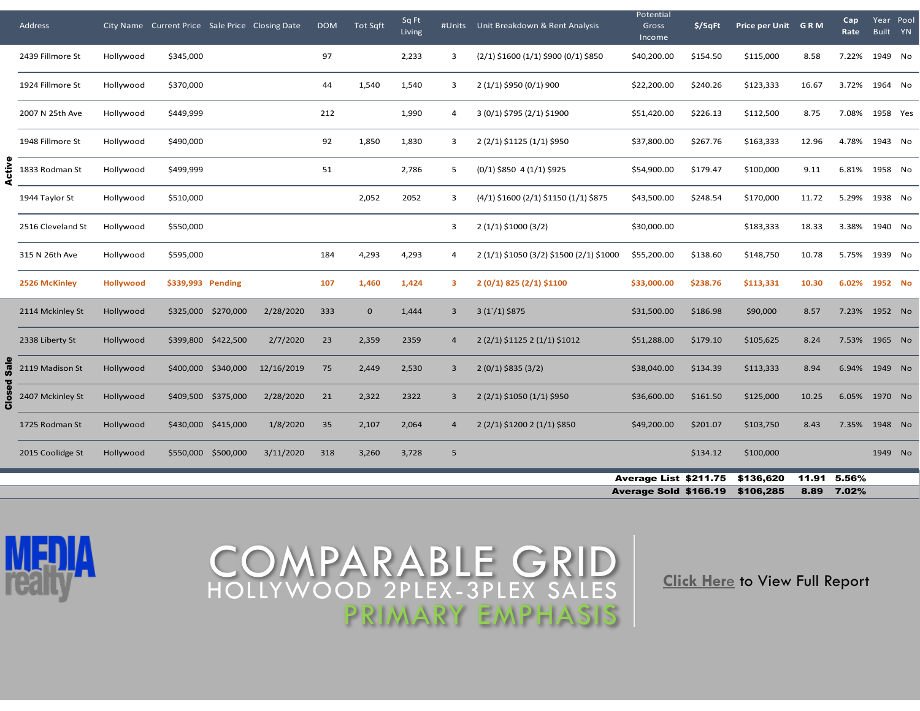| | Address | City Name | Current Price | Sale Price | Closing Date | DOM | Tot Sqft | Sq Ft Living | #Units | Unit Breakdown & Rent Analysis | Potential Gross Income | $/SqFt | Price per Unit | G R M | Cap Rate | Year Built | Pool YN |
|---|---|---|---|---|---|---|---|---|---|---|---|---|---|---|---|---|---|
| Active | 2439 Fillmore St | Hollywood | $345,000 | | | 97 | | 2,233 | 3 | (2/1) $1600 (1/1) $900 (0/1) $850 | $40,200.00 | $154.50 | $115,000 | 8.58 | 7.22% | 1949 | No |
| Active | 1924 Fillmore St | Hollywood | $370,000 | | | 44 | 1,540 | 1,540 | 3 | 2 (1/1) $950 (0/1) 900 | $22,200.00 | $240.26 | $123,333 | 16.67 | 3.72% | 1964 | No |
| Active | 2007 N 25th Ave | Hollywood | $449,999 | | | 212 | | 1,990 | 4 | 3 (0/1) $795 (2/1) $1900 | $51,420.00 | $226.13 | $112,500 | 8.75 | 7.08% | 1958 | Yes |
| Active | 1948 Fillmore St | Hollywood | $490,000 | | | 92 | 1,850 | 1,830 | 3 | 2 (2/1) $1125 (1/1) $950 | $37,800.00 | $267.76 | $163,333 | 12.96 | 4.78% | 1943 | No |
| Active | 1833 Rodman St | Hollywood | $499,999 | | | 51 | | 2,786 | 5 | (0/1) $850 4 (1/1) $925 | $54,900.00 | $179.47 | $100,000 | 9.11 | 6.81% | 1958 | No |
| Active | 1944 Taylor St | Hollywood | $510,000 | | | | 2,052 | 2052 | 3 | (4/1) $1600 (2/1) $1150 (1/1) $875 | $43,500.00 | $248.54 | $170,000 | 11.72 | 5.29% | 1938 | No |
| Active | 2516 Cleveland St | Hollywood | $550,000 | | | | | | 3 | 2 (1/1) $1000 (3/2) | $30,000.00 | | $183,333 | 18.33 | 3.38% | 1940 | No |
| Active | 315 N 26th Ave | Hollywood | $595,000 | | | 184 | 4,293 | 4,293 | 4 | 2 (1/1) $1050 (3/2) $1500 (2/1) $1000 | $55,200.00 | $138.60 | $148,750 | 10.78 | 5.75% | 1939 | No |
| Active | 2526 McKinley | Hollywood | $339,993 | Pending | | 107 | 1,460 | 1,424 | 3 | 2 (0/1) 825 (2/1) $1100 | $33,000.00 | $238.76 | $113,331 | 10.30 | 6.02% | 1952 | No |
| Closed Sale | 2114 Mckinley St | Hollywood | $325,000 | $270,000 | 2/28/2020 | 333 | 0 | 1,444 | 3 | 3 (1`/1) $875 | $31,500.00 | $186.98 | $90,000 | 8.57 | 7.23% | 1952 | No |
| Closed Sale | 2338 Liberty St | Hollywood | $399,800 | $422,500 | 2/7/2020 | 23 | 2,359 | 2359 | 4 | 2 (2/1) $1125 2 (1/1) $1012 | $51,288.00 | $179.10 | $105,625 | 8.24 | 7.53% | 1965 | No |
| Closed Sale | 2119 Madison St | Hollywood | $400,000 | $340,000 | 12/16/2019 | 75 | 2,449 | 2,530 | 3 | 2 (0/1) $835 (3/2) | $38,040.00 | $134.39 | $113,333 | 8.94 | 6.94% | 1949 | No |
| Closed Sale | 2407 Mckinley St | Hollywood | $409,500 | $375,000 | 2/28/2020 | 21 | 2,322 | 2322 | 3 | 2 (2/1) $1050 (1/1) $950 | $36,600.00 | $161.50 | $125,000 | 10.25 | 6.05% | 1970 | No |
| Closed Sale | 1725 Rodman St | Hollywood | $430,000 | $415,000 | 1/8/2020 | 35 | 2,107 | 2,064 | 4 | 2 (2/1) $1200 2 (1/1) $850 | $49,200.00 | $201.07 | $103,750 | 8.43 | 7.35% | 1948 | No |
| Closed Sale | 2015 Coolidge St | Hollywood | $550,000 | $500,000 | 3/11/2020 | 318 | 3,260 | 3,728 | 5 | | | $134.12 | $100,000 | | | 1949 | No |
| | | | | | | | | | | | **Average List** | **$211.75** | **$136,620** | **11.91** | **5.56%** | | |
| | | | | | | | | | | | **Average Sold** | **$166.19** | **$106,285** | **8.89** | **7.02%** | | |

MEDIA realty

# COMPARABLE GRID
## HOLLYWOOD 2PLEX-3PLEX SALES
## PRIMARY EMPHASIS

Click Here to View Full Report